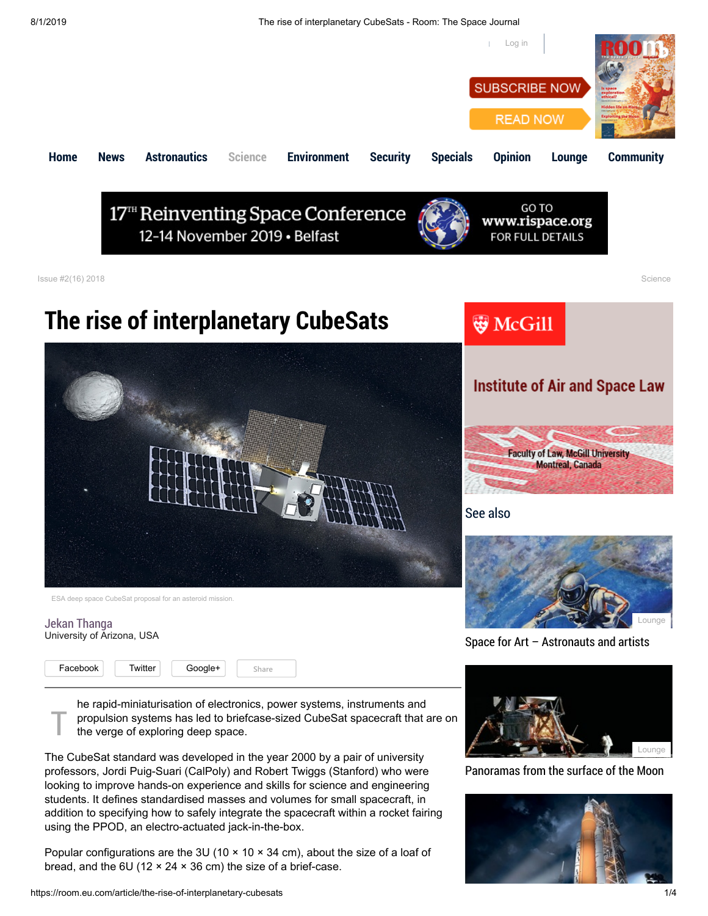Issue #2(16) 2018

Science

# The rise of interplanetary CubeSats

ESA deep space CubeSat proposal for an asteroid mission.

Jekan Thanga
University of Arizona, USA

The rapid-miniaturisation of electronics, power systems, instruments and propulsion systems has led to briefcase-sized CubeSat spacecraft that are on the verge of exploring deep space.

The CubeSat standard was developed in the year 2000 by a pair of university professors, Jordi Puig-Suari (CalPoly) and Robert Twiggs (Stanford) who were looking to improve hands-on experience and skills for science and engineering students. It defines standardised masses and volumes for small spacecraft, in addition to specifying how to safely integrate the spacecraft within a rocket fairing using the PPOD, an electro-actuated jack-in-the-box.

Popular configurations are the 3U (10 × 10 × 34 cm), about the size of a loaf of bread, and the 6U (12 × 24 × 36 cm) the size of a brief-case.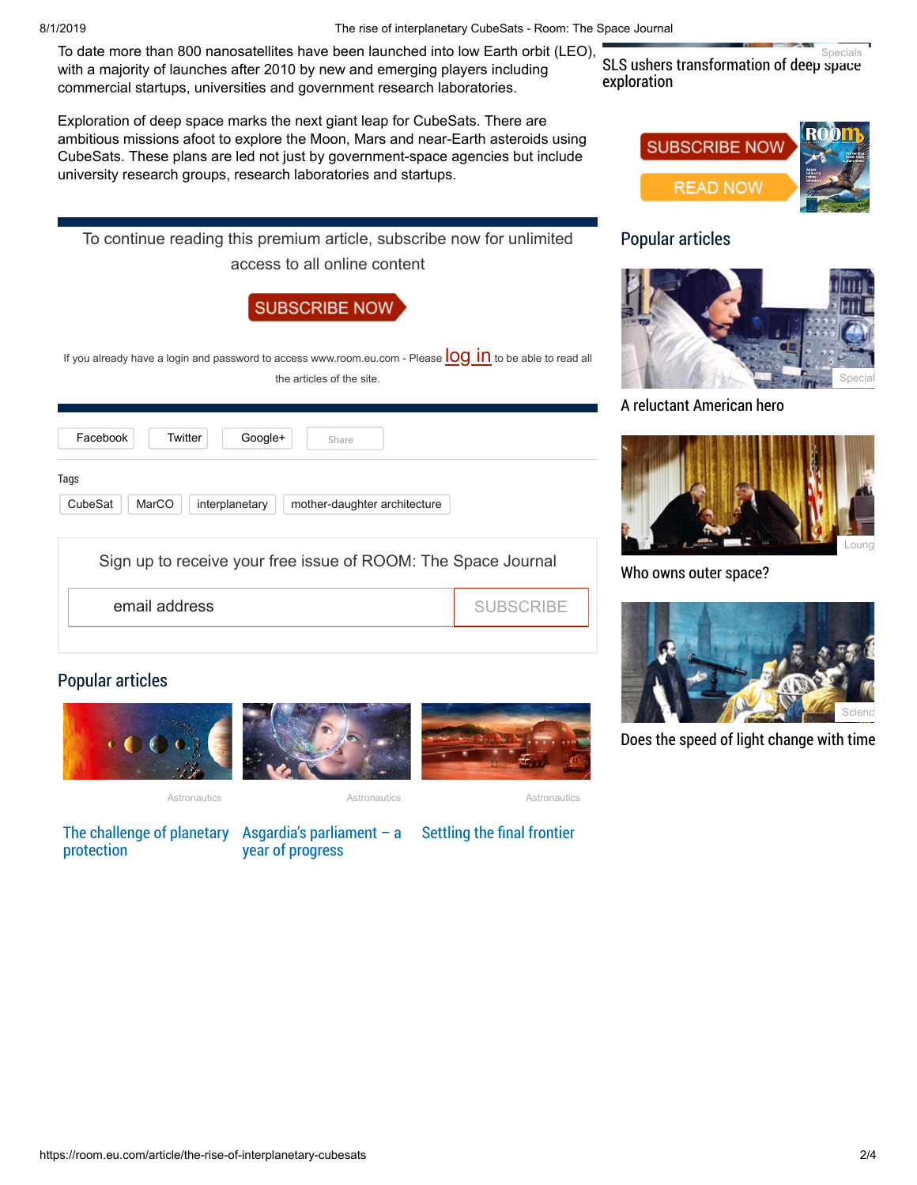To date more than 800 nanosatellites have been launched into low Earth orbit (LEO), with a majority of launches after 2010 by new and emerging players including commercial startups, universities and government research laboratories.

Exploration of deep space marks the next giant leap for CubeSats. There are ambitious missions afoot to explore the Moon, Mars and near-Earth asteroids using CubeSats. These plans are led not just by government-space agencies but include university research groups, research laboratories and startups.

To continue reading this premium article, subscribe now for unlimited access to all online content

SUBSCRIBE NOW

If you already have a login and password to access www.room.eu.com - Please log in to be able to read all the articles of the site.

Facebook Twitter Google+ Share

Tags

CubeSat MarCO interplanetary mother-daughter architecture

Sign up to receive your free issue of ROOM: The Space Journal

email address SUBSCRIBE

## Popular articles

Astronautics

The challenge of planetary protection

Astronautics

Asgardia's parliament – a year of progress

Astronautics

Settling the final frontier

Specials

SLS ushers transformation of deep space exploration

SUBSCRIBE NOW

READ NOW

## Popular articles

Special

A reluctant American hero

Loung

Who owns outer space?

Scienc

Does the speed of light change with time